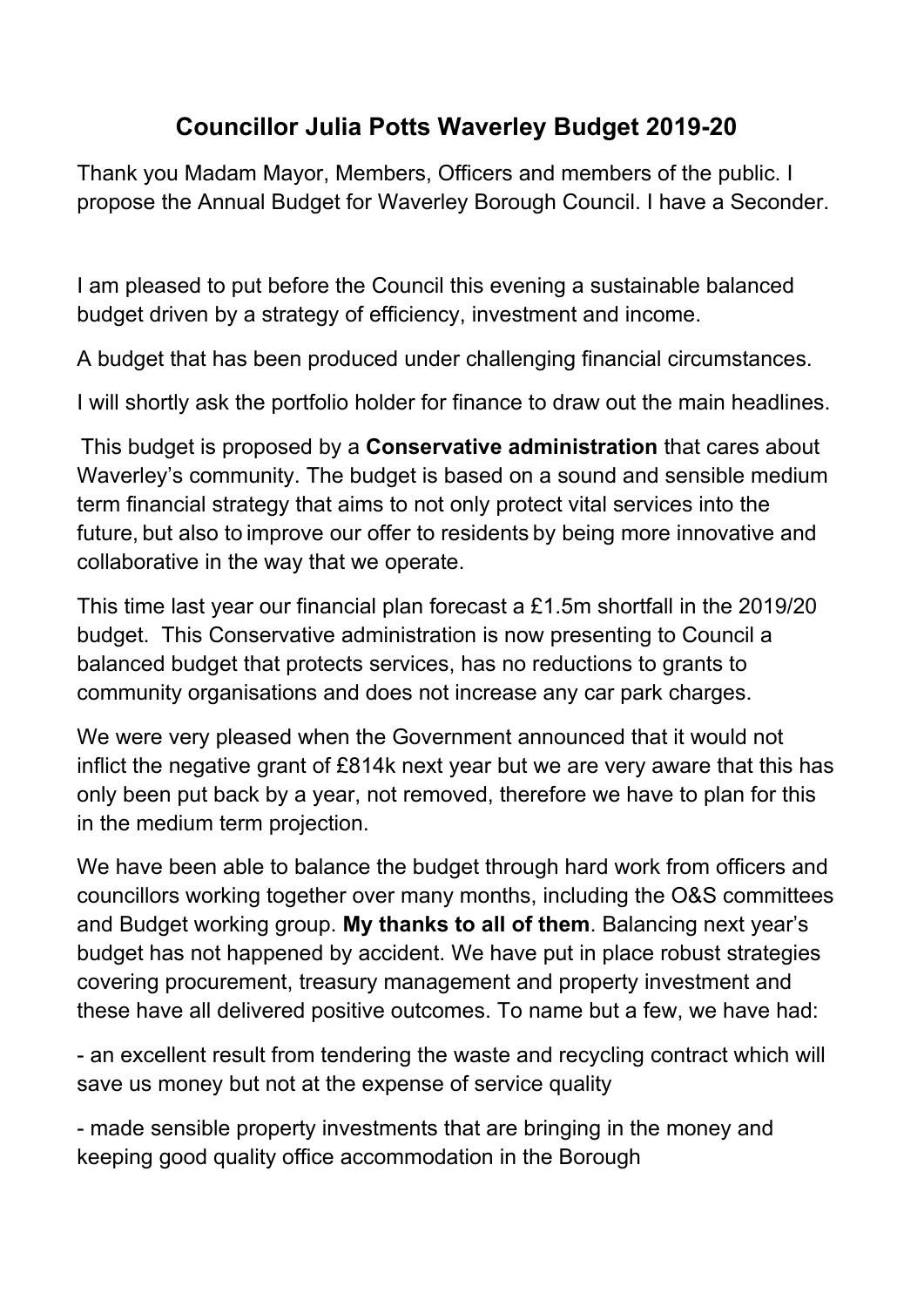# Councillor Julia Potts Waverley Budget 2019-20

Thank you Madam Mayor, Members, Officers and members of the public. I propose the Annual Budget for Waverley Borough Council. I have a Seconder.

I am pleased to put before the Council this evening a sustainable balanced budget driven by a strategy of efficiency, investment and income.

A budget that has been produced under challenging financial circumstances.

I will shortly ask the portfolio holder for finance to draw out the main headlines.

This budget is proposed by a **Conservative administration** that cares about Waverley's community. The budget is based on a sound and sensible medium term financial strategy that aims to not only protect vital services into the future, but also to improve our offer to residents by being more innovative and collaborative in the way that we operate.

This time last year our financial plan forecast a £1.5m shortfall in the 2019/20 budget. This Conservative administration is now presenting to Council a balanced budget that protects services, has no reductions to grants to community organisations and does not increase any car park charges.

We were very pleased when the Government announced that it would not inflict the negative grant of £814k next year but we are very aware that this has only been put back by a year, not removed, therefore we have to plan for this in the medium term projection.

We have been able to balance the budget through hard work from officers and councillors working together over many months, including the O&S committees and Budget working group. **My thanks to all of them**. Balancing next year's budget has not happened by accident. We have put in place robust strategies covering procurement, treasury management and property investment and these have all delivered positive outcomes. To name but a few, we have had:

- an excellent result from tendering the waste and recycling contract which will save us money but not at the expense of service quality
- made sensible property investments that are bringing in the money and keeping good quality office accommodation in the Borough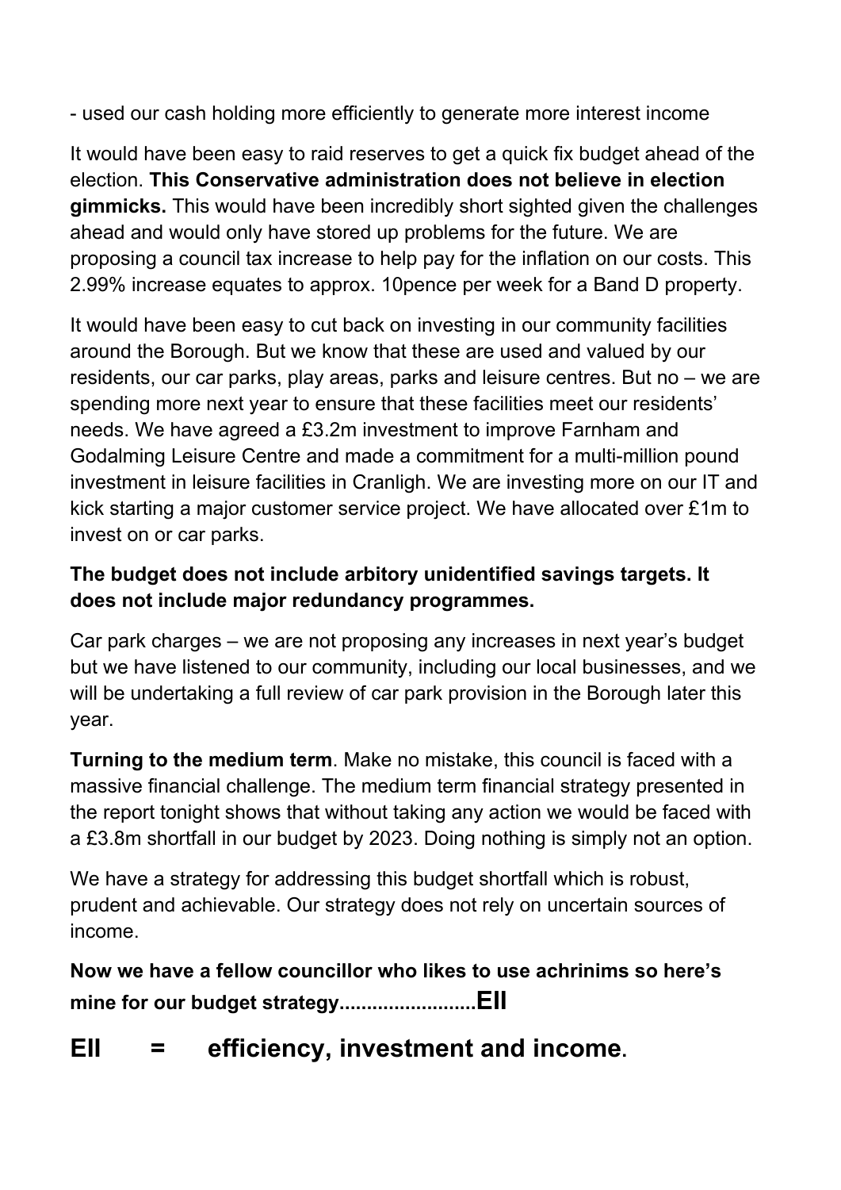- used our cash holding more efficiently to generate more interest income

It would have been easy to raid reserves to get a quick fix budget ahead of the election. **This Conservative administration does not believe in election gimmicks.** This would have been incredibly short sighted given the challenges ahead and would only have stored up problems for the future. We are proposing a council tax increase to help pay for the inflation on our costs. This 2.99% increase equates to approx. 10pence per week for a Band D property.

It would have been easy to cut back on investing in our community facilities around the Borough. But we know that these are used and valued by our residents, our car parks, play areas, parks and leisure centres. But no – we are spending more next year to ensure that these facilities meet our residents' needs. We have agreed a £3.2m investment to improve Farnham and Godalming Leisure Centre and made a commitment for a multi-million pound investment in leisure facilities in Cranligh. We are investing more on our IT and kick starting a major customer service project. We have allocated over £1m to invest on or car parks.

**The budget does not include arbitory unidentified savings targets. It does not include major redundancy programmes.**

Car park charges – we are not proposing any increases in next year's budget but we have listened to our community, including our local businesses, and we will be undertaking a full review of car park provision in the Borough later this year.

**Turning to the medium term**. Make no mistake, this council is faced with a massive financial challenge. The medium term financial strategy presented in the report tonight shows that without taking any action we would be faced with a £3.8m shortfall in our budget by 2023. Doing nothing is simply not an option.

We have a strategy for addressing this budget shortfall which is robust, prudent and achievable. Our strategy does not rely on uncertain sources of income.

**Now we have a fellow councillor who likes to use achrinims so here's mine for our budget strategy.........................EII**

## EII = efficiency, investment and income.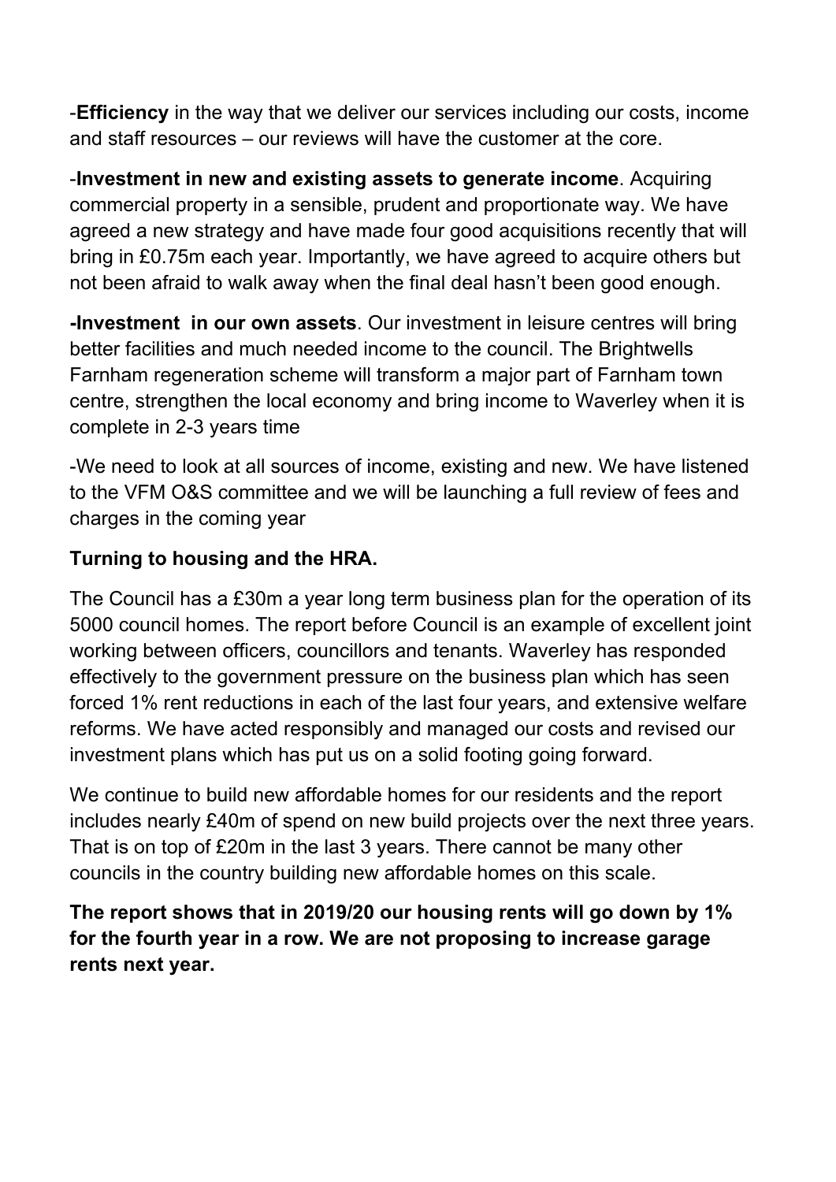-**Efficiency** in the way that we deliver our services including our costs, income and staff resources – our reviews will have the customer at the core.

-**Investment in new and existing assets to generate income**. Acquiring commercial property in a sensible, prudent and proportionate way. We have agreed a new strategy and have made four good acquisitions recently that will bring in £0.75m each year. Importantly, we have agreed to acquire others but not been afraid to walk away when the final deal hasn't been good enough.

**-Investment in our own assets**. Our investment in leisure centres will bring better facilities and much needed income to the council. The Brightwells Farnham regeneration scheme will transform a major part of Farnham town centre, strengthen the local economy and bring income to Waverley when it is complete in 2-3 years time

-We need to look at all sources of income, existing and new. We have listened to the VFM O&S committee and we will be launching a full review of fees and charges in the coming year

**Turning to housing and the HRA.**

The Council has a £30m a year long term business plan for the operation of its 5000 council homes. The report before Council is an example of excellent joint working between officers, councillors and tenants. Waverley has responded effectively to the government pressure on the business plan which has seen forced 1% rent reductions in each of the last four years, and extensive welfare reforms. We have acted responsibly and managed our costs and revised our investment plans which has put us on a solid footing going forward.

We continue to build new affordable homes for our residents and the report includes nearly £40m of spend on new build projects over the next three years. That is on top of £20m in the last 3 years. There cannot be many other councils in the country building new affordable homes on this scale.

**The report shows that in 2019/20 our housing rents will go down by 1% for the fourth year in a row. We are not proposing to increase garage rents next year.**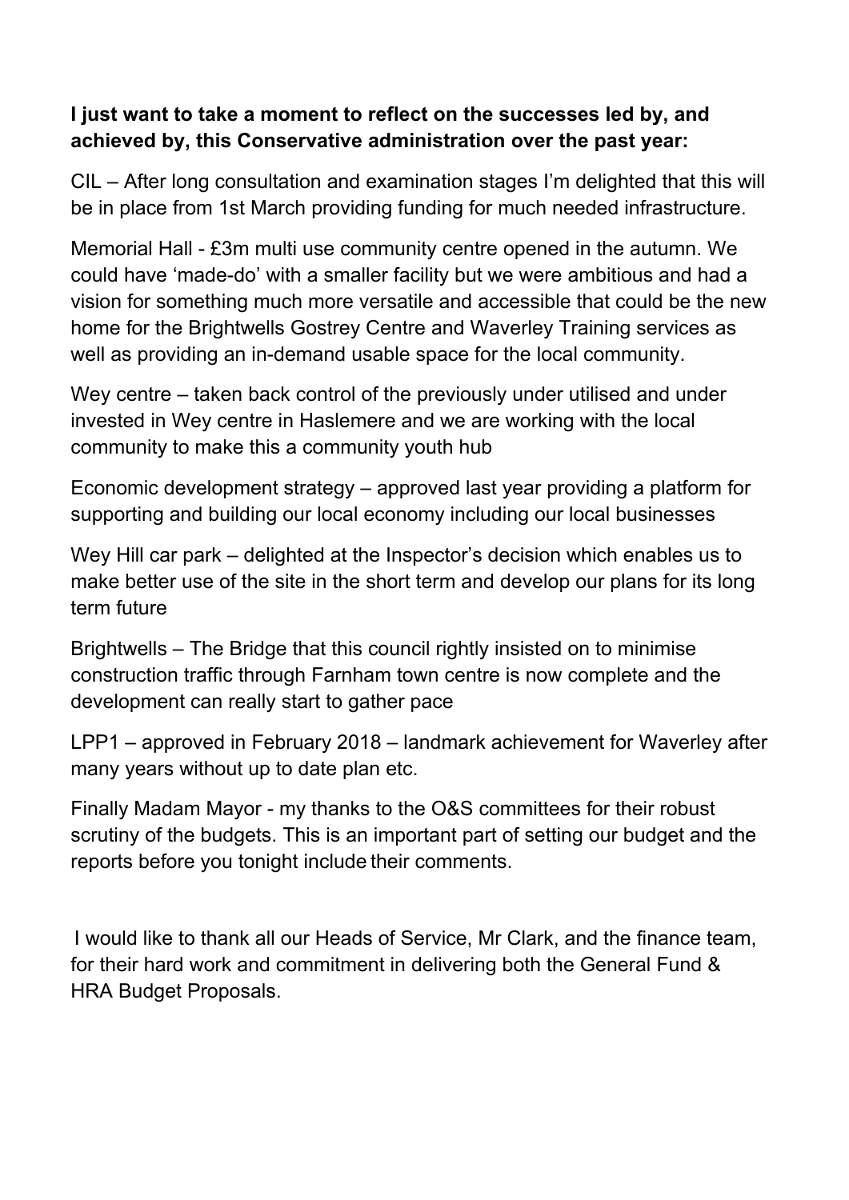**I just want to take a moment to reflect on the successes led by, and achieved by, this Conservative administration over the past year:**

CIL – After long consultation and examination stages I'm delighted that this will be in place from 1st March providing funding for much needed infrastructure.

Memorial Hall - £3m multi use community centre opened in the autumn. We could have 'made-do' with a smaller facility but we were ambitious and had a vision for something much more versatile and accessible that could be the new home for the Brightwells Gostrey Centre and Waverley Training services as well as providing an in-demand usable space for the local community.

Wey centre – taken back control of the previously under utilised and under invested in Wey centre in Haslemere and we are working with the local community to make this a community youth hub

Economic development strategy – approved last year providing a platform for supporting and building our local economy including our local businesses

Wey Hill car park – delighted at the Inspector's decision which enables us to make better use of the site in the short term and develop our plans for its long term future

Brightwells – The Bridge that this council rightly insisted on to minimise construction traffic through Farnham town centre is now complete and the development can really start to gather pace

LPP1 – approved in February 2018 – landmark achievement for Waverley after many years without up to date plan etc.

Finally Madam Mayor - my thanks to the O&S committees for their robust scrutiny of the budgets. This is an important part of setting our budget and the reports before you tonight include their comments.

I would like to thank all our Heads of Service, Mr Clark, and the finance team, for their hard work and commitment in delivering both the General Fund & HRA Budget Proposals.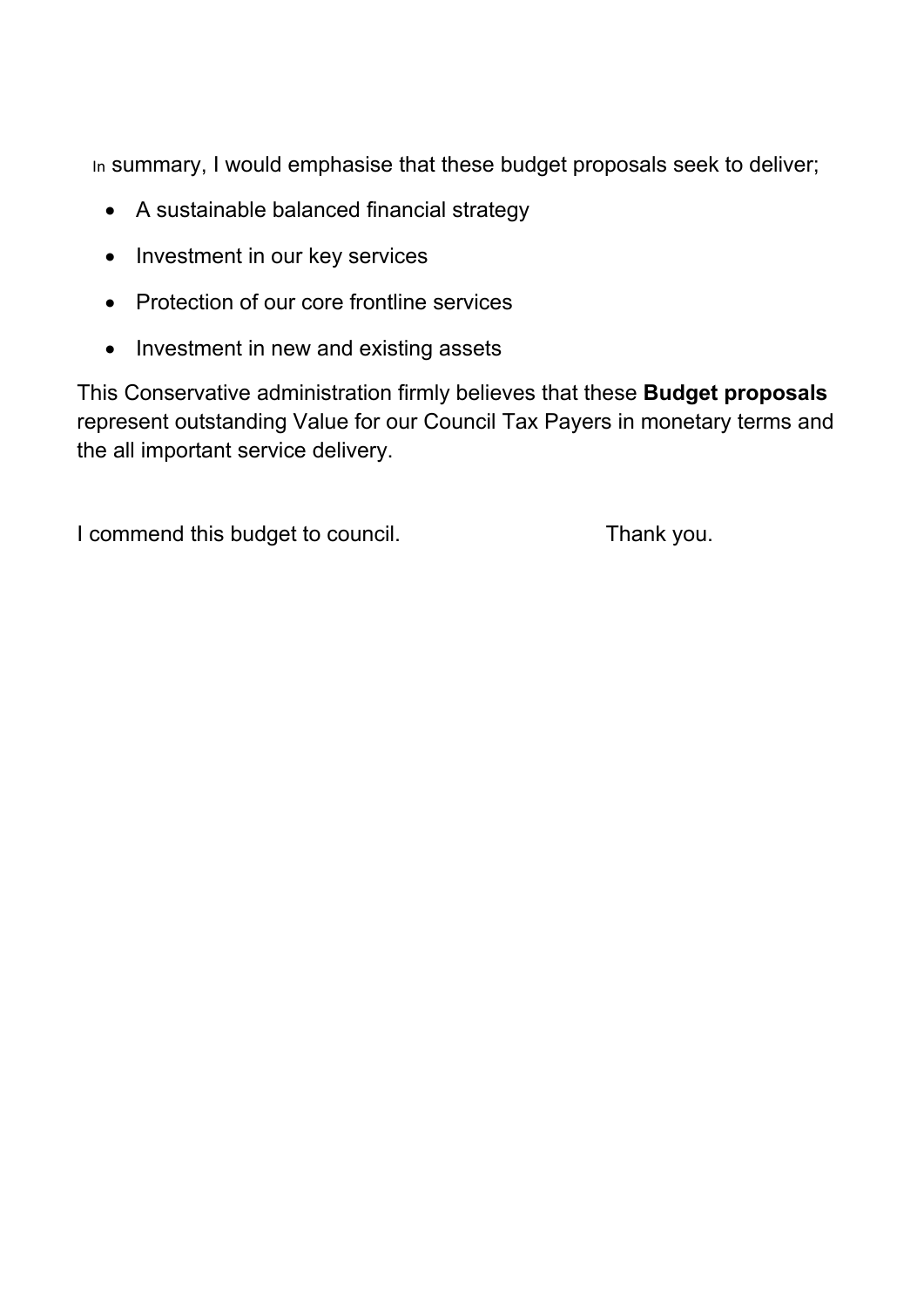In summary, I would emphasise that these budget proposals seek to deliver;

- A sustainable balanced financial strategy
- Investment in our key services
- Protection of our core frontline services
- Investment in new and existing assets

This Conservative administration firmly believes that these **Budget proposals** represent outstanding Value for our Council Tax Payers in monetary terms and the all important service delivery.

I commend this budget to council. Thank you.